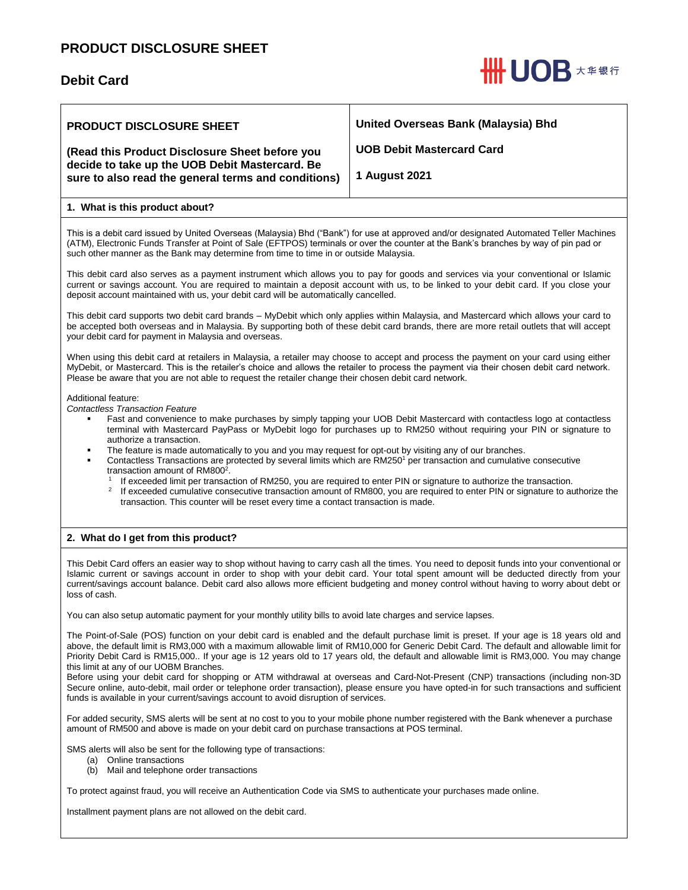# PRODUCT DISCLOSURE SHEET

## Debit Card

| **PRODUCT DISCLOSURE SHEET**<br><br>**(Read this Product Disclosure Sheet before you decide to take up the UOB Debit Mastercard. Be sure to also read the general terms and conditions)** | **United Overseas Bank (Malaysia) Bhd**<br><br>**UOB Debit Mastercard Card**<br><br>**1 August 2021** |
| --- | --- |

### 1. What is this product about?

This is a debit card issued by United Overseas (Malaysia) Bhd ("Bank") for use at approved and/or designated Automated Teller Machines (ATM), Electronic Funds Transfer at Point of Sale (EFTPOS) terminals or over the counter at the Bank's branches by way of pin pad or such other manner as the Bank may determine from time to time in or outside Malaysia.

This debit card also serves as a payment instrument which allows you to pay for goods and services via your conventional or Islamic current or savings account. You are required to maintain a deposit account with us, to be linked to your debit card. If you close your deposit account maintained with us, your debit card will be automatically cancelled.

This debit card supports two debit card brands – MyDebit which only applies within Malaysia, and Mastercard which allows your card to be accepted both overseas and in Malaysia. By supporting both of these debit card brands, there are more retail outlets that will accept your debit card for payment in Malaysia and overseas.

When using this debit card at retailers in Malaysia, a retailer may choose to accept and process the payment on your card using either MyDebit, or Mastercard. This is the retailer's choice and allows the retailer to process the payment via their chosen debit card network. Please be aware that you are not able to request the retailer change their chosen debit card network.

Additional feature:
*Contactless Transaction Feature*

- Fast and convenience to make purchases by simply tapping your UOB Debit Mastercard with contactless logo at contactless terminal with Mastercard PayPass or MyDebit logo for purchases up to RM250 without requiring your PIN or signature to authorize a transaction.
- The feature is made automatically to you and you may request for opt-out by visiting any of our branches.
- Contactless Transactions are protected by several limits which are RM250[1] per transaction and cumulative consecutive transaction amount of RM800[2].
  - [1] If exceeded limit per transaction of RM250, you are required to enter PIN or signature to authorize the transaction.
  - [2] If exceeded cumulative consecutive transaction amount of RM800, you are required to enter PIN or signature to authorize the transaction. This counter will be reset every time a contact transaction is made.

### 2. What do I get from this product?

This Debit Card offers an easier way to shop without having to carry cash all the times. You need to deposit funds into your conventional or Islamic current or savings account in order to shop with your debit card. Your total spent amount will be deducted directly from your current/savings account balance. Debit card also allows more efficient budgeting and money control without having to worry about debt or loss of cash.

You can also setup automatic payment for your monthly utility bills to avoid late charges and service lapses.

The Point-of-Sale (POS) function on your debit card is enabled and the default purchase limit is preset. If your age is 18 years old and above, the default limit is RM3,000 with a maximum allowable limit of RM10,000 for Generic Debit Card. The default and allowable limit for Priority Debit Card is RM15,000.. If your age is 12 years old to 17 years old, the default and allowable limit is RM3,000. You may change this limit at any of our UOBM Branches.
Before using your debit card for shopping or ATM withdrawal at overseas and Card-Not-Present (CNP) transactions (including non-3D Secure online, auto-debit, mail order or telephone order transaction), please ensure you have opted-in for such transactions and sufficient funds is available in your current/savings account to avoid disruption of services.

For added security, SMS alerts will be sent at no cost to you to your mobile phone number registered with the Bank whenever a purchase amount of RM500 and above is made on your debit card on purchase transactions at POS terminal.

SMS alerts will also be sent for the following type of transactions:

(a) Online transactions
(b) Mail and telephone order transactions

To protect against fraud, you will receive an Authentication Code via SMS to authenticate your purchases made online.

Installment payment plans are not allowed on the debit card.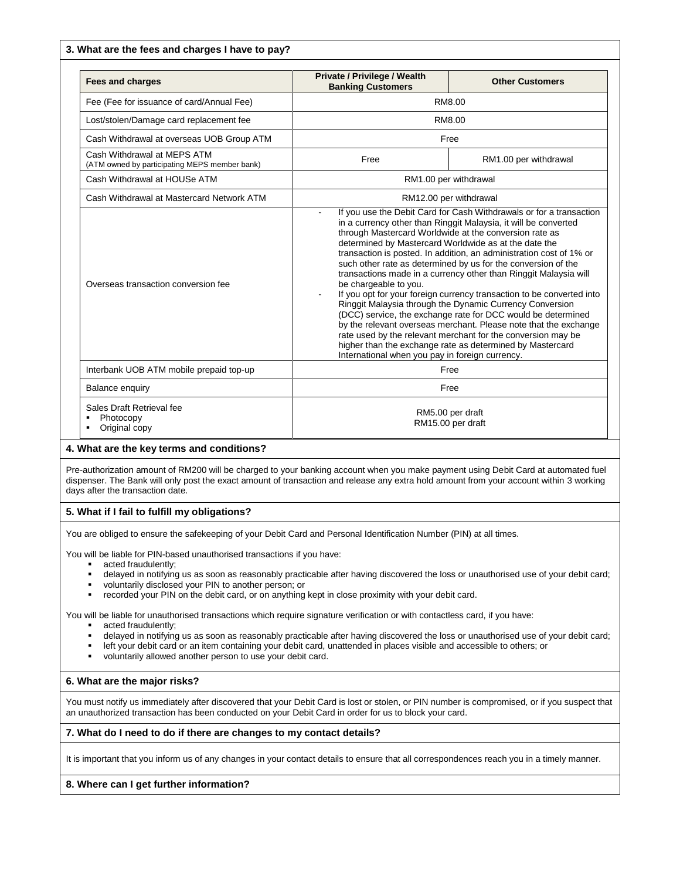### 3. What are the fees and charges I have to pay?

| Fees and charges | Private / Privilege / Wealth Banking Customers | Other Customers |
|---|---|---|
| Fee (Fee for issuance of card/Annual Fee) | RM8.00 | |
| Lost/stolen/Damage card replacement fee | RM8.00 | |
| Cash Withdrawal at overseas UOB Group ATM | Free | |
| Cash Withdrawal at MEPS ATM (ATM owned by participating MEPS member bank) | Free | RM1.00 per withdrawal |
| Cash Withdrawal at HOUSe ATM | RM1.00 per withdrawal | |
| Cash Withdrawal at Mastercard Network ATM | RM12.00 per withdrawal | |
| Overseas transaction conversion fee | - If you use the Debit Card for Cash Withdrawals or for a transaction in a currency other than Ringgit Malaysia, it will be converted through Mastercard Worldwide at the conversion rate as determined by Mastercard Worldwide as at the date the transaction is posted. In addition, an administration cost of 1% or such other rate as determined by us for the conversion of the transactions made in a currency other than Ringgit Malaysia will be chargeable to you.<br>- If you opt for your foreign currency transaction to be converted into Ringgit Malaysia through the Dynamic Currency Conversion (DCC) service, the exchange rate for DCC would be determined by the relevant overseas merchant. Please note that the exchange rate used by the relevant merchant for the conversion may be higher than the exchange rate as determined by Mastercard International when you pay in foreign currency. | |
| Interbank UOB ATM mobile prepaid top-up | Free | |
| Balance enquiry | Free | |
| Sales Draft Retrieval fee<br>▪ Photocopy<br>▪ Original copy | RM5.00 per draft<br>RM15.00 per draft | |

### 4. What are the key terms and conditions?

Pre-authorization amount of RM200 will be charged to your banking account when you make payment using Debit Card at automated fuel dispenser. The Bank will only post the exact amount of transaction and release any extra hold amount from your account within 3 working days after the transaction date.

### 5. What if I fail to fulfill my obligations?

You are obliged to ensure the safekeeping of your Debit Card and Personal Identification Number (PIN) at all times.

You will be liable for PIN-based unauthorised transactions if you have:

- acted fraudulently;
- delayed in notifying us as soon as reasonably practicable after having discovered the loss or unauthorised use of your debit card;
- voluntarily disclosed your PIN to another person; or
- recorded your PIN on the debit card, or on anything kept in close proximity with your debit card.

You will be liable for unauthorised transactions which require signature verification or with contactless card, if you have:

- acted fraudulently;
- delayed in notifying us as soon as reasonably practicable after having discovered the loss or unauthorised use of your debit card;
- left your debit card or an item containing your debit card, unattended in places visible and accessible to others; or
- voluntarily allowed another person to use your debit card.

### 6. What are the major risks?

You must notify us immediately after discovered that your Debit Card is lost or stolen, or PIN number is compromised, or if you suspect that an unauthorized transaction has been conducted on your Debit Card in order for us to block your card.

### 7. What do I need to do if there are changes to my contact details?

It is important that you inform us of any changes in your contact details to ensure that all correspondences reach you in a timely manner.

### 8. Where can I get further information?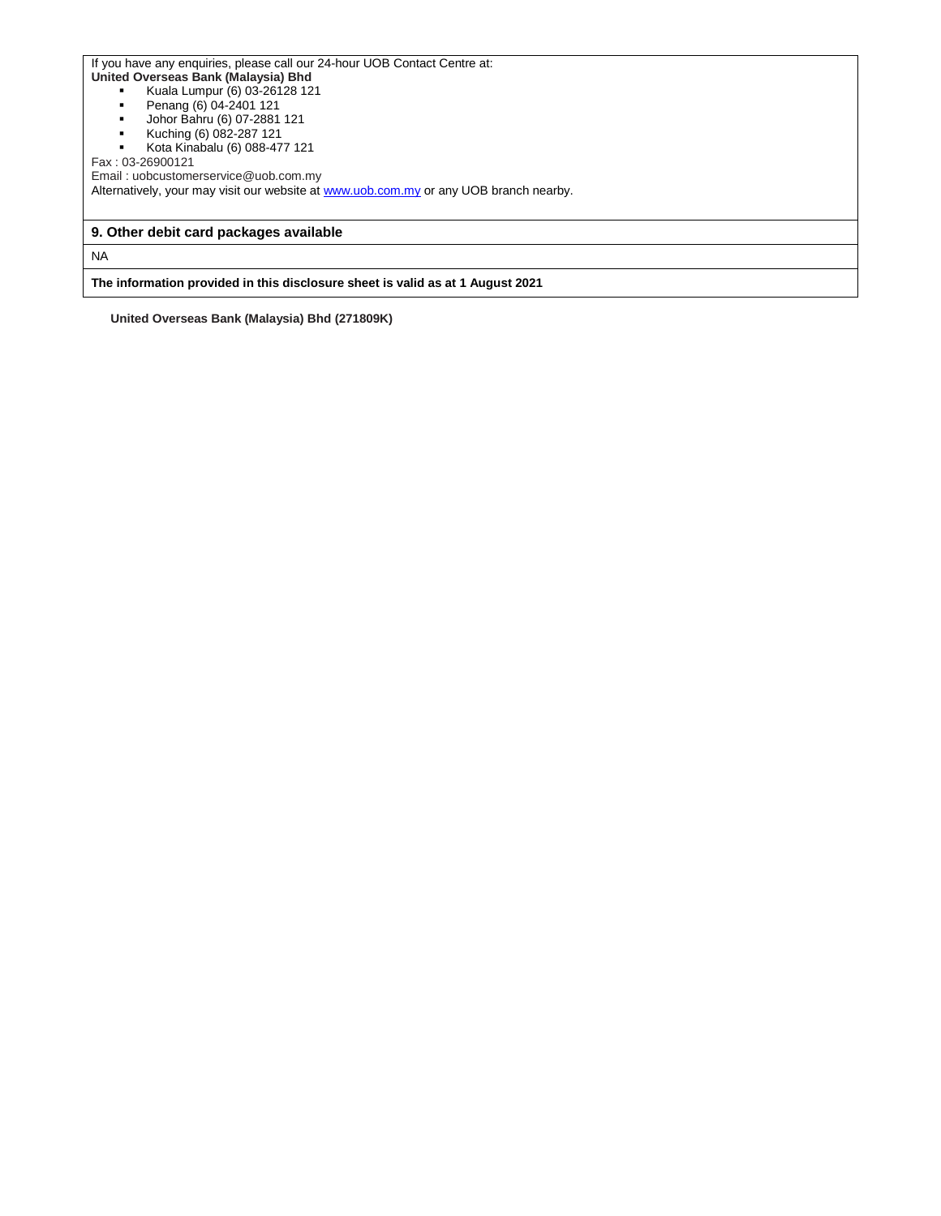If you have any enquiries, please call our 24-hour UOB Contact Centre at:
**United Overseas Bank (Malaysia) Bhd**

- Kuala Lumpur (6) 03-26128 121
- Penang (6) 04-2401 121
- Johor Bahru (6) 07-2881 121
- Kuching (6) 082-287 121
- Kota Kinabalu (6) 088-477 121

Fax : 03-26900121
Email : uobcustomerservice@uob.com.my
Alternatively, your may visit our website at [www.uob.com.my](http://www.uob.com.my) or any UOB branch nearby.

## 9. Other debit card packages available

NA

**The information provided in this disclosure sheet is valid as at 1 August 2021**

**United Overseas Bank (Malaysia) Bhd (271809K)**